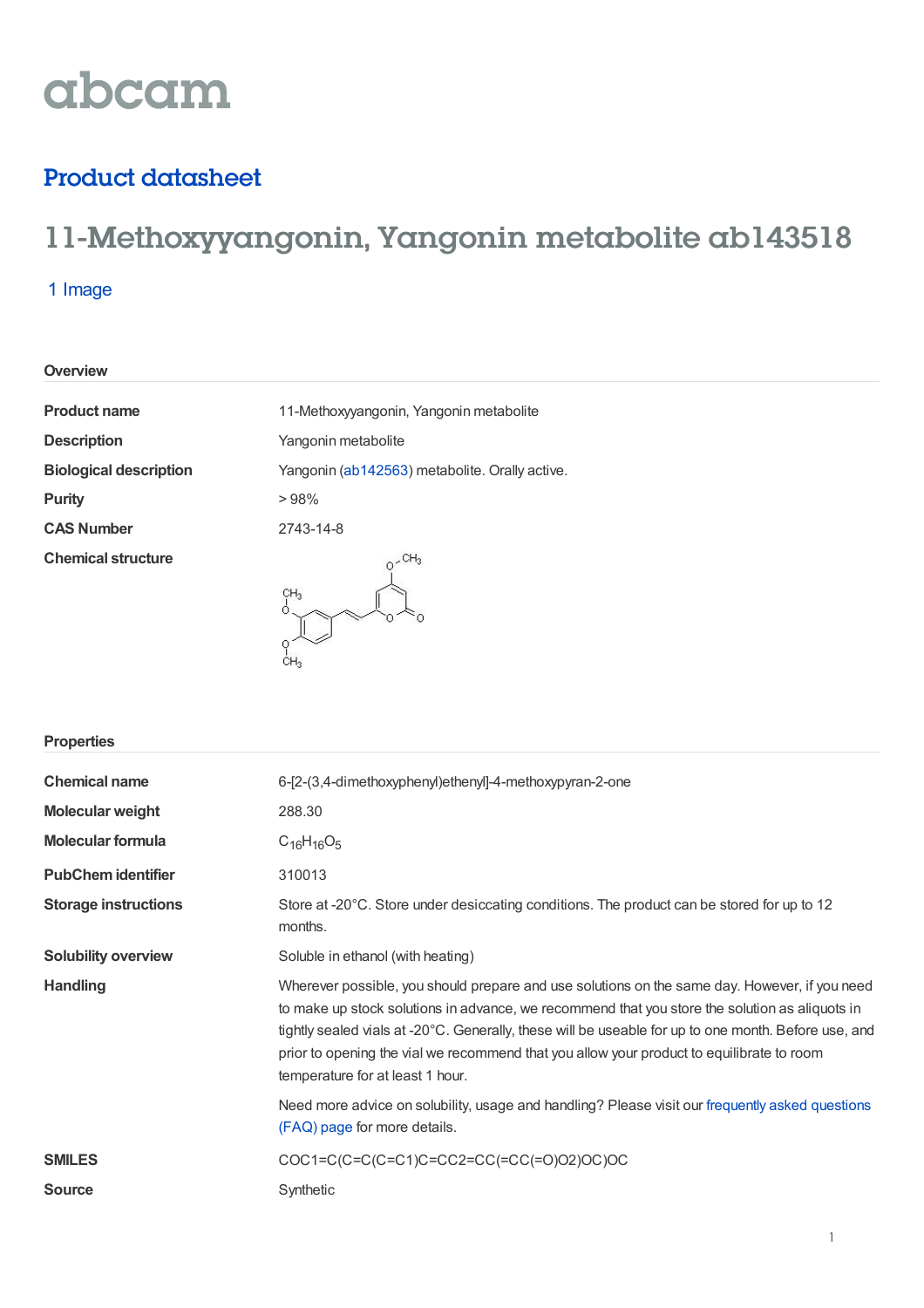# abcam

## Product datasheet

# 11-Methoxyyangonin, Yangonin metabolite ab143518

1 Image

### Overview

| | |
|---|---|
| **Product name** | 11-Methoxyyangonin, Yangonin metabolite |
| **Description** | Yangonin metabolite |
| **Biological description** | Yangonin (ab142563) metabolite. Orally active. |
| **Purity** | > 98% |
| **CAS Number** | 2743-14-8 |
| **Chemical structure** | |

### Properties

| | |
|---|---|
| **Chemical name** | 6-[2-(3,4-dimethoxyphenyl)ethenyl]-4-methoxypyran-2-one |
| **Molecular weight** | 288.30 |
| **Molecular formula** | $C_{16}H_{16}O_5$ |
| **PubChem identifier** | 310013 |
| **Storage instructions** | Store at -20°C. Store under desiccating conditions. The product can be stored for up to 12 months. |
| **Solubility overview** | Soluble in ethanol (with heating) |
| **Handling** | Wherever possible, you should prepare and use solutions on the same day. However, if you need to make up stock solutions in advance, we recommend that you store the solution as aliquots in tightly sealed vials at -20°C. Generally, these will be useable for up to one month. Before use, and prior to opening the vial we recommend that you allow your product to equilibrate to room temperature for at least 1 hour. <br><br> Need more advice on solubility, usage and handling? Please visit our frequently asked questions (FAQ) page for more details. |
| **SMILES** | COC1=C(C=C(C=C1)C=CC2=CC(=CC(=O)O2)OC)OC |
| **Source** | Synthetic |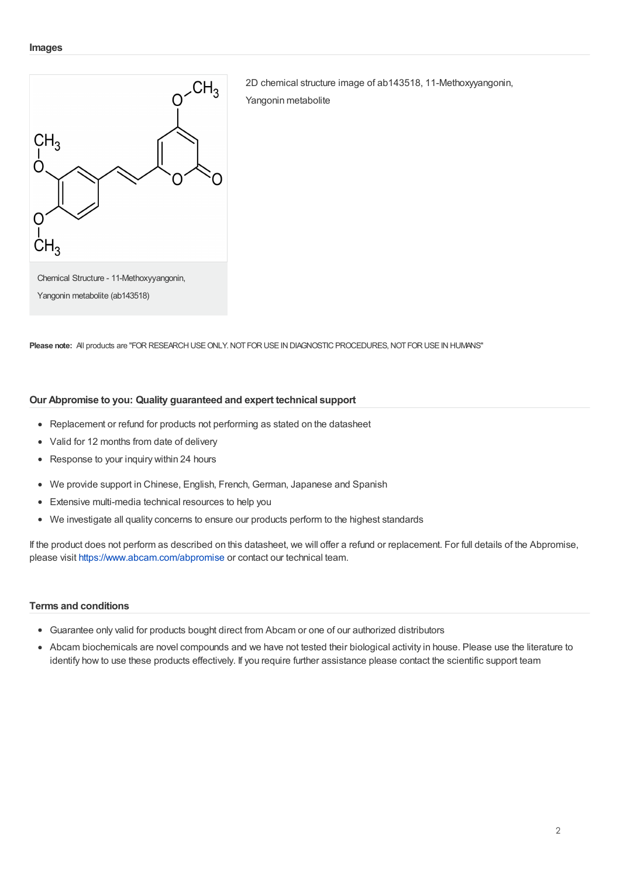## Images

2D chemical structure image of ab143518, 11-Methoxyyangonin, Yangonin metabolite

Chemical Structure - 11-Methoxyyangonin, Yangonin metabolite (ab143518)

**Please note:** All products are "FOR RESEARCH USE ONLY. NOT FOR USE IN DIAGNOSTIC PROCEDURES, NOT FOR USE IN HUMANS"

## Our Abpromise to you: Quality guaranteed and expert technical support

- Replacement or refund for products not performing as stated on the datasheet
- Valid for 12 months from date of delivery
- Response to your inquiry within 24 hours

- We provide support in Chinese, English, French, German, Japanese and Spanish
- Extensive multi-media technical resources to help you
- We investigate all quality concerns to ensure our products perform to the highest standards

If the product does not perform as described on this datasheet, we will offer a refund or replacement. For full details of the Abpromise, please visit https://www.abcam.com/abpromise or contact our technical team.

## Terms and conditions

- Guarantee only valid for products bought direct from Abcam or one of our authorized distributors
- Abcam biochemicals are novel compounds and we have not tested their biological activity in house. Please use the literature to identify how to use these products effectively. If you require further assistance please contact the scientific support team